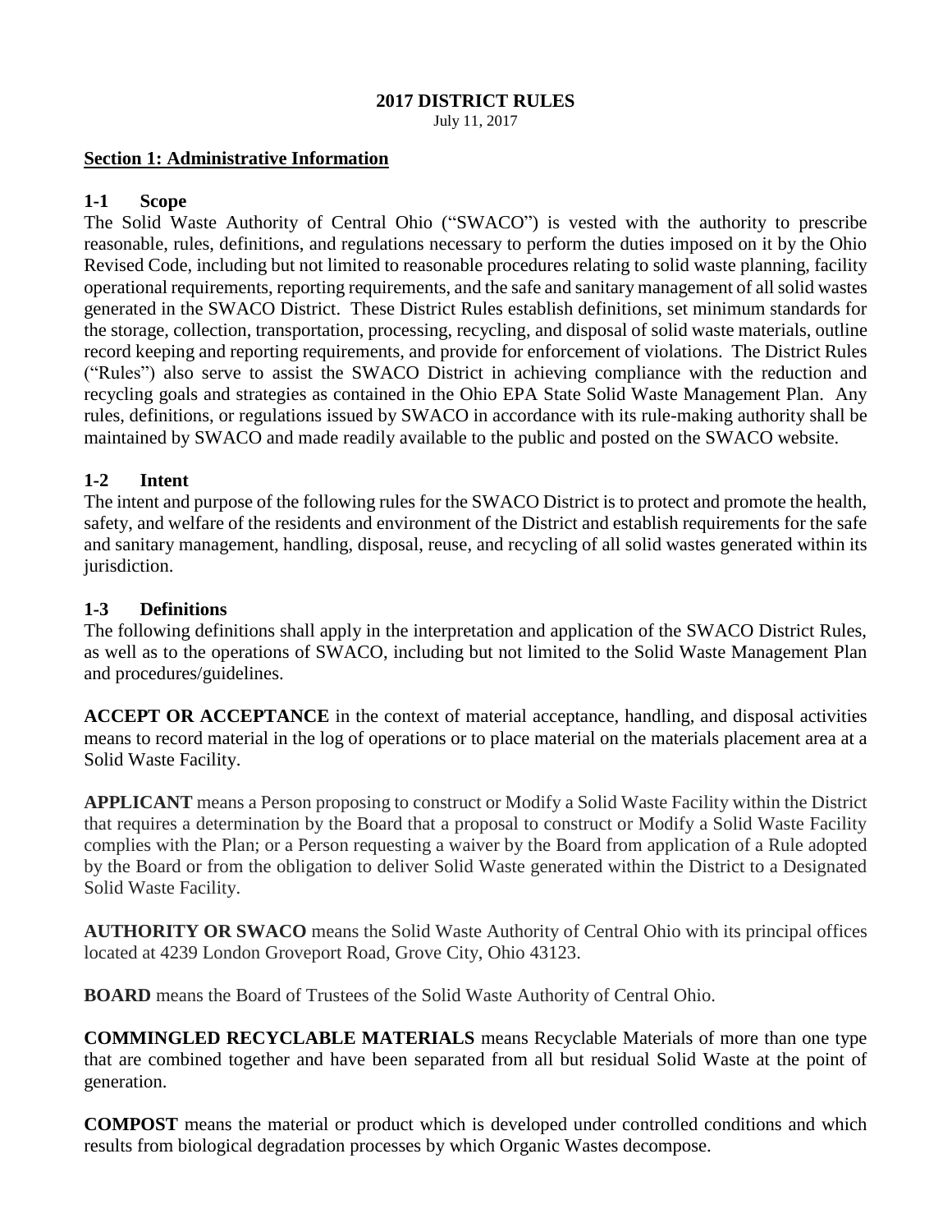# 2017 DISTRICT RULES

July 11, 2017

## Section 1: Administrative Information

### 1-1 Scope

The Solid Waste Authority of Central Ohio ("SWACO") is vested with the authority to prescribe reasonable, rules, definitions, and regulations necessary to perform the duties imposed on it by the Ohio Revised Code, including but not limited to reasonable procedures relating to solid waste planning, facility operational requirements, reporting requirements, and the safe and sanitary management of all solid wastes generated in the SWACO District. These District Rules establish definitions, set minimum standards for the storage, collection, transportation, processing, recycling, and disposal of solid waste materials, outline record keeping and reporting requirements, and provide for enforcement of violations. The District Rules ("Rules") also serve to assist the SWACO District in achieving compliance with the reduction and recycling goals and strategies as contained in the Ohio EPA State Solid Waste Management Plan. Any rules, definitions, or regulations issued by SWACO in accordance with its rule-making authority shall be maintained by SWACO and made readily available to the public and posted on the SWACO website.

### 1-2 Intent

The intent and purpose of the following rules for the SWACO District is to protect and promote the health, safety, and welfare of the residents and environment of the District and establish requirements for the safe and sanitary management, handling, disposal, reuse, and recycling of all solid wastes generated within its jurisdiction.

### 1-3 Definitions

The following definitions shall apply in the interpretation and application of the SWACO District Rules, as well as to the operations of SWACO, including but not limited to the Solid Waste Management Plan and procedures/guidelines.

**ACCEPT OR ACCEPTANCE** in the context of material acceptance, handling, and disposal activities means to record material in the log of operations or to place material on the materials placement area at a Solid Waste Facility.

**APPLICANT** means a Person proposing to construct or Modify a Solid Waste Facility within the District that requires a determination by the Board that a proposal to construct or Modify a Solid Waste Facility complies with the Plan; or a Person requesting a waiver by the Board from application of a Rule adopted by the Board or from the obligation to deliver Solid Waste generated within the District to a Designated Solid Waste Facility.

**AUTHORITY OR SWACO** means the Solid Waste Authority of Central Ohio with its principal offices located at 4239 London Groveport Road, Grove City, Ohio 43123.

**BOARD** means the Board of Trustees of the Solid Waste Authority of Central Ohio.

**COMMINGLED RECYCLABLE MATERIALS** means Recyclable Materials of more than one type that are combined together and have been separated from all but residual Solid Waste at the point of generation.

**COMPOST** means the material or product which is developed under controlled conditions and which results from biological degradation processes by which Organic Wastes decompose.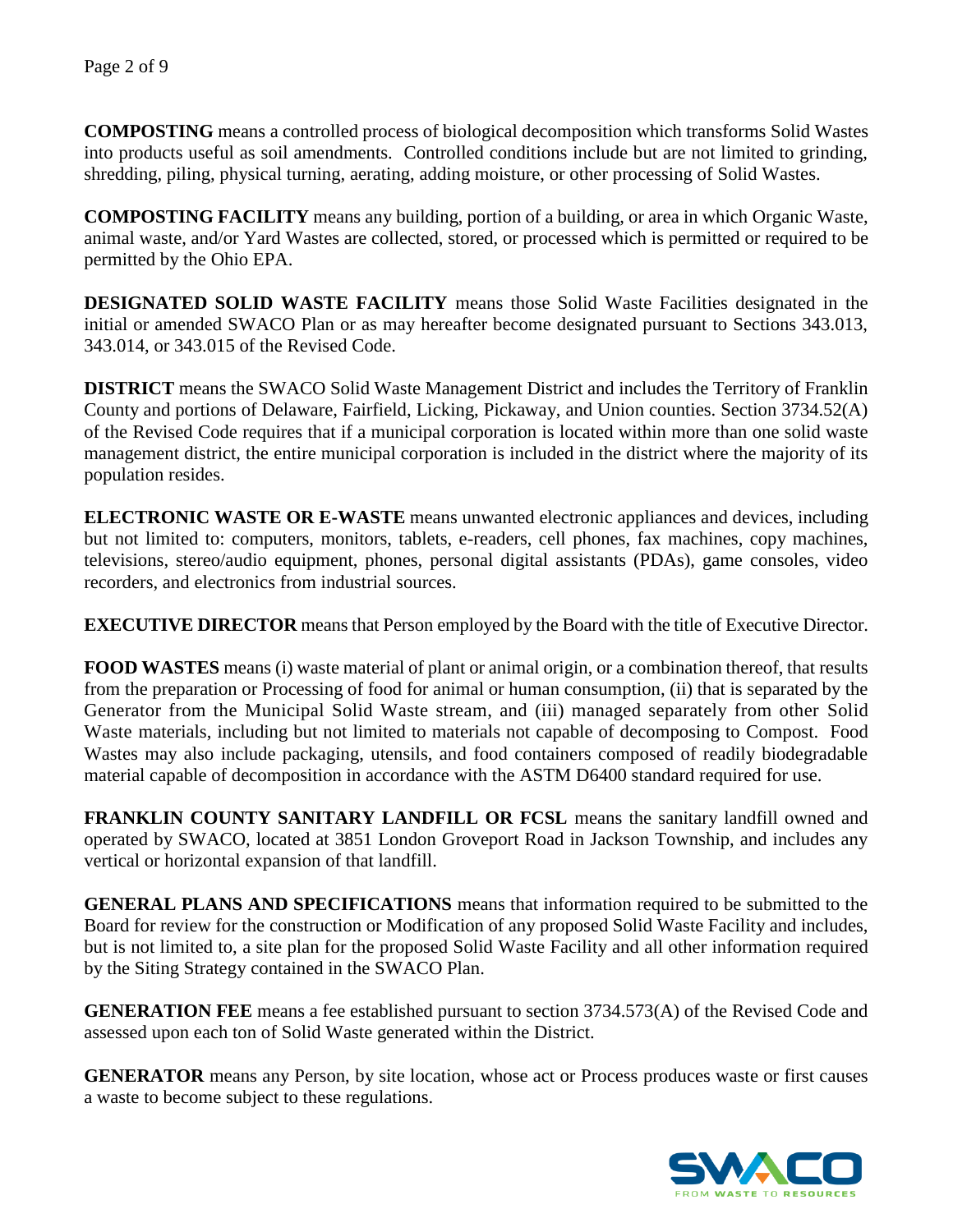**COMPOSTING** means a controlled process of biological decomposition which transforms Solid Wastes into products useful as soil amendments. Controlled conditions include but are not limited to grinding, shredding, piling, physical turning, aerating, adding moisture, or other processing of Solid Wastes.

**COMPOSTING FACILITY** means any building, portion of a building, or area in which Organic Waste, animal waste, and/or Yard Wastes are collected, stored, or processed which is permitted or required to be permitted by the Ohio EPA.

**DESIGNATED SOLID WASTE FACILITY** means those Solid Waste Facilities designated in the initial or amended SWACO Plan or as may hereafter become designated pursuant to Sections 343.013, 343.014, or 343.015 of the Revised Code.

**DISTRICT** means the SWACO Solid Waste Management District and includes the Territory of Franklin County and portions of Delaware, Fairfield, Licking, Pickaway, and Union counties. Section 3734.52(A) of the Revised Code requires that if a municipal corporation is located within more than one solid waste management district, the entire municipal corporation is included in the district where the majority of its population resides.

**ELECTRONIC WASTE OR E-WASTE** means unwanted electronic appliances and devices, including but not limited to: computers, monitors, tablets, e-readers, cell phones, fax machines, copy machines, televisions, stereo/audio equipment, phones, personal digital assistants (PDAs), game consoles, video recorders, and electronics from industrial sources.

**EXECUTIVE DIRECTOR** means that Person employed by the Board with the title of Executive Director.

**FOOD WASTES** means (i) waste material of plant or animal origin, or a combination thereof, that results from the preparation or Processing of food for animal or human consumption, (ii) that is separated by the Generator from the Municipal Solid Waste stream, and (iii) managed separately from other Solid Waste materials, including but not limited to materials not capable of decomposing to Compost. Food Wastes may also include packaging, utensils, and food containers composed of readily biodegradable material capable of decomposition in accordance with the ASTM D6400 standard required for use.

**FRANKLIN COUNTY SANITARY LANDFILL OR FCSL** means the sanitary landfill owned and operated by SWACO, located at 3851 London Groveport Road in Jackson Township, and includes any vertical or horizontal expansion of that landfill.

**GENERAL PLANS AND SPECIFICATIONS** means that information required to be submitted to the Board for review for the construction or Modification of any proposed Solid Waste Facility and includes, but is not limited to, a site plan for the proposed Solid Waste Facility and all other information required by the Siting Strategy contained in the SWACO Plan.

**GENERATION FEE** means a fee established pursuant to section 3734.573(A) of the Revised Code and assessed upon each ton of Solid Waste generated within the District.

**GENERATOR** means any Person, by site location, whose act or Process produces waste or first causes a waste to become subject to these regulations.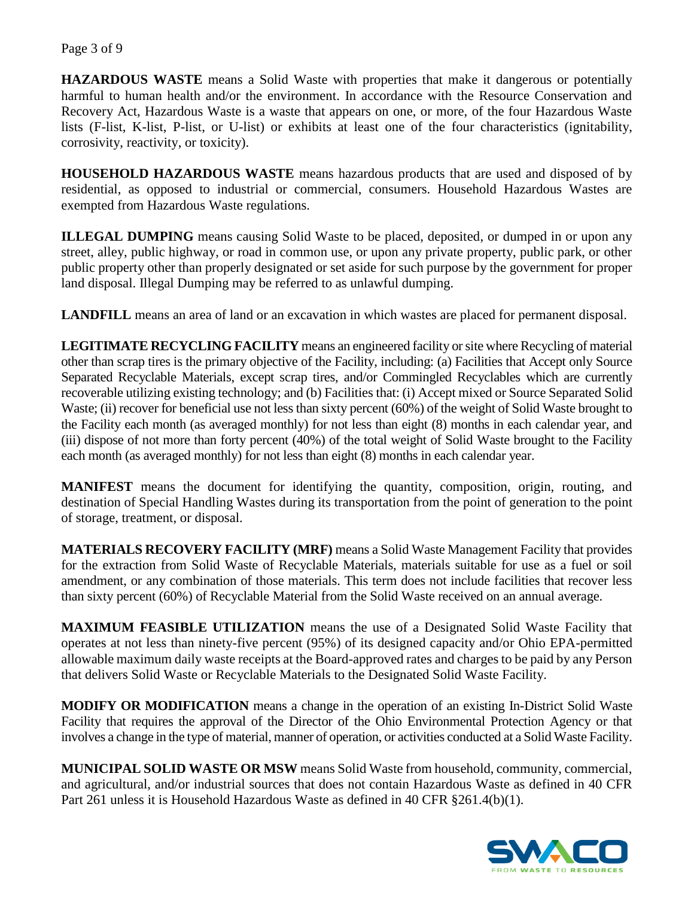**HAZARDOUS WASTE** means a Solid Waste with properties that make it dangerous or potentially harmful to human health and/or the environment. In accordance with the Resource Conservation and Recovery Act, Hazardous Waste is a waste that appears on one, or more, of the four Hazardous Waste lists (F-list, K-list, P-list, or U-list) or exhibits at least one of the four characteristics (ignitability, corrosivity, reactivity, or toxicity).

**HOUSEHOLD HAZARDOUS WASTE** means hazardous products that are used and disposed of by residential, as opposed to industrial or commercial, consumers. Household Hazardous Wastes are exempted from Hazardous Waste regulations.

**ILLEGAL DUMPING** means causing Solid Waste to be placed, deposited, or dumped in or upon any street, alley, public highway, or road in common use, or upon any private property, public park, or other public property other than properly designated or set aside for such purpose by the government for proper land disposal. Illegal Dumping may be referred to as unlawful dumping.

**LANDFILL** means an area of land or an excavation in which wastes are placed for permanent disposal.

**LEGITIMATE RECYCLING FACILITY** means an engineered facility or site where Recycling of material other than scrap tires is the primary objective of the Facility, including: (a) Facilities that Accept only Source Separated Recyclable Materials, except scrap tires, and/or Commingled Recyclables which are currently recoverable utilizing existing technology; and (b) Facilities that: (i) Accept mixed or Source Separated Solid Waste; (ii) recover for beneficial use not less than sixty percent (60%) of the weight of Solid Waste brought to the Facility each month (as averaged monthly) for not less than eight (8) months in each calendar year, and (iii) dispose of not more than forty percent (40%) of the total weight of Solid Waste brought to the Facility each month (as averaged monthly) for not less than eight (8) months in each calendar year.

**MANIFEST** means the document for identifying the quantity, composition, origin, routing, and destination of Special Handling Wastes during its transportation from the point of generation to the point of storage, treatment, or disposal.

**MATERIALS RECOVERY FACILITY (MRF)** means a Solid Waste Management Facility that provides for the extraction from Solid Waste of Recyclable Materials, materials suitable for use as a fuel or soil amendment, or any combination of those materials. This term does not include facilities that recover less than sixty percent (60%) of Recyclable Material from the Solid Waste received on an annual average.

**MAXIMUM FEASIBLE UTILIZATION** means the use of a Designated Solid Waste Facility that operates at not less than ninety-five percent (95%) of its designed capacity and/or Ohio EPA-permitted allowable maximum daily waste receipts at the Board-approved rates and charges to be paid by any Person that delivers Solid Waste or Recyclable Materials to the Designated Solid Waste Facility.

**MODIFY OR MODIFICATION** means a change in the operation of an existing In-District Solid Waste Facility that requires the approval of the Director of the Ohio Environmental Protection Agency or that involves a change in the type of material, manner of operation, or activities conducted at a Solid Waste Facility.

**MUNICIPAL SOLID WASTE OR MSW** means Solid Waste from household, community, commercial, and agricultural, and/or industrial sources that does not contain Hazardous Waste as defined in 40 CFR Part 261 unless it is Household Hazardous Waste as defined in 40 CFR §261.4(b)(1).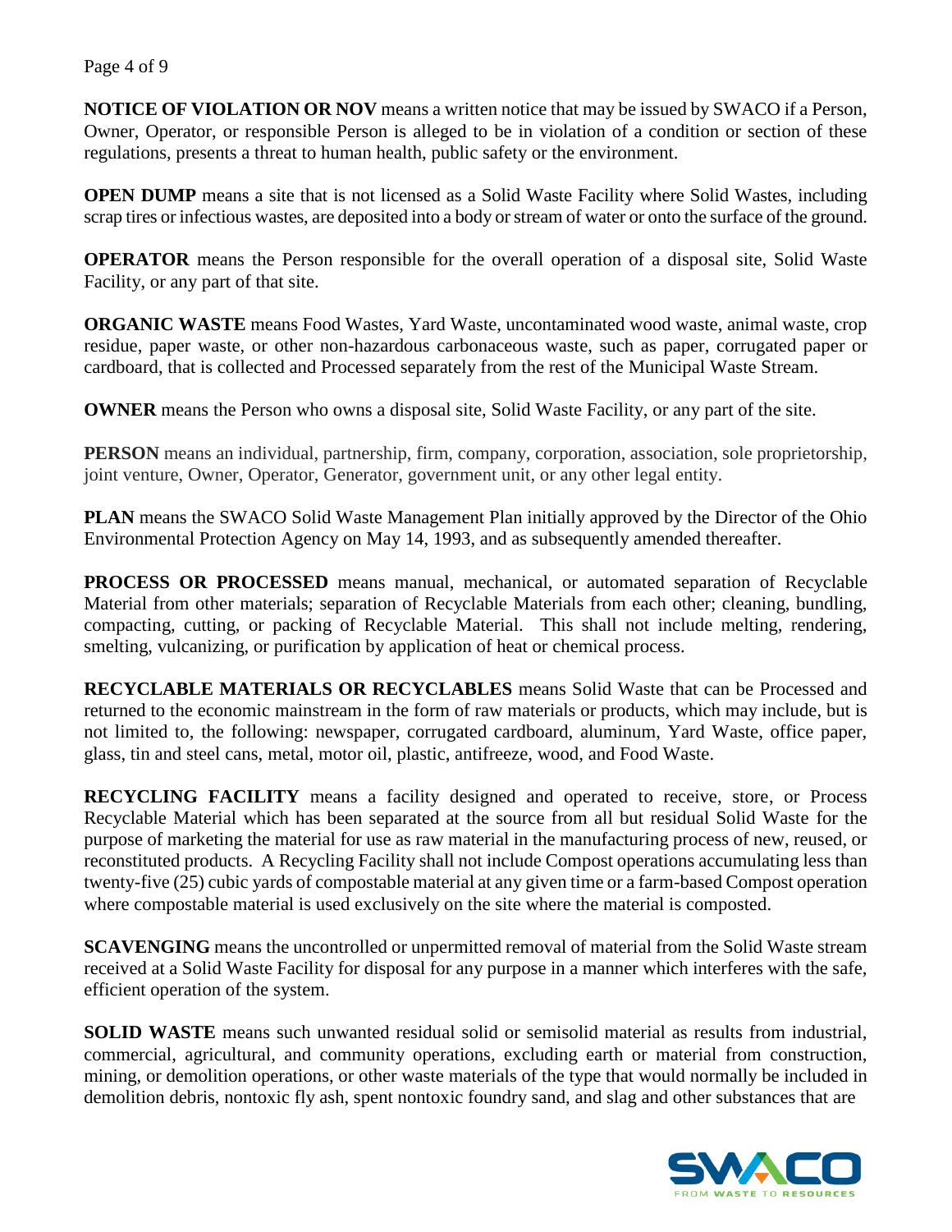**NOTICE OF VIOLATION OR NOV** means a written notice that may be issued by SWACO if a Person, Owner, Operator, or responsible Person is alleged to be in violation of a condition or section of these regulations, presents a threat to human health, public safety or the environment.

**OPEN DUMP** means a site that is not licensed as a Solid Waste Facility where Solid Wastes, including scrap tires or infectious wastes, are deposited into a body or stream of water or onto the surface of the ground.

**OPERATOR** means the Person responsible for the overall operation of a disposal site, Solid Waste Facility, or any part of that site.

**ORGANIC WASTE** means Food Wastes, Yard Waste, uncontaminated wood waste, animal waste, crop residue, paper waste, or other non-hazardous carbonaceous waste, such as paper, corrugated paper or cardboard, that is collected and Processed separately from the rest of the Municipal Waste Stream.

**OWNER** means the Person who owns a disposal site, Solid Waste Facility, or any part of the site.

**PERSON** means an individual, partnership, firm, company, corporation, association, sole proprietorship, joint venture, Owner, Operator, Generator, government unit, or any other legal entity.

**PLAN** means the SWACO Solid Waste Management Plan initially approved by the Director of the Ohio Environmental Protection Agency on May 14, 1993, and as subsequently amended thereafter.

**PROCESS OR PROCESSED** means manual, mechanical, or automated separation of Recyclable Material from other materials; separation of Recyclable Materials from each other; cleaning, bundling, compacting, cutting, or packing of Recyclable Material. This shall not include melting, rendering, smelting, vulcanizing, or purification by application of heat or chemical process.

**RECYCLABLE MATERIALS OR RECYCLABLES** means Solid Waste that can be Processed and returned to the economic mainstream in the form of raw materials or products, which may include, but is not limited to, the following: newspaper, corrugated cardboard, aluminum, Yard Waste, office paper, glass, tin and steel cans, metal, motor oil, plastic, antifreeze, wood, and Food Waste.

**RECYCLING FACILITY** means a facility designed and operated to receive, store, or Process Recyclable Material which has been separated at the source from all but residual Solid Waste for the purpose of marketing the material for use as raw material in the manufacturing process of new, reused, or reconstituted products. A Recycling Facility shall not include Compost operations accumulating less than twenty-five (25) cubic yards of compostable material at any given time or a farm-based Compost operation where compostable material is used exclusively on the site where the material is composted.

**SCAVENGING** means the uncontrolled or unpermitted removal of material from the Solid Waste stream received at a Solid Waste Facility for disposal for any purpose in a manner which interferes with the safe, efficient operation of the system.

**SOLID WASTE** means such unwanted residual solid or semisolid material as results from industrial, commercial, agricultural, and community operations, excluding earth or material from construction, mining, or demolition operations, or other waste materials of the type that would normally be included in demolition debris, nontoxic fly ash, spent nontoxic foundry sand, and slag and other substances that are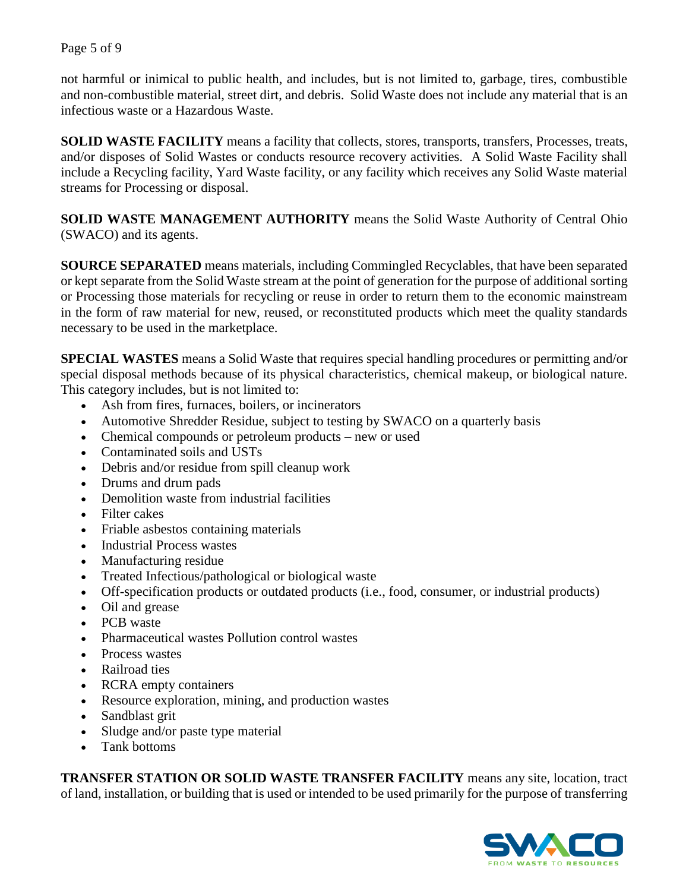not harmful or inimical to public health, and includes, but is not limited to, garbage, tires, combustible and non-combustible material, street dirt, and debris. Solid Waste does not include any material that is an infectious waste or a Hazardous Waste.

**SOLID WASTE FACILITY** means a facility that collects, stores, transports, transfers, Processes, treats, and/or disposes of Solid Wastes or conducts resource recovery activities. A Solid Waste Facility shall include a Recycling facility, Yard Waste facility, or any facility which receives any Solid Waste material streams for Processing or disposal.

**SOLID WASTE MANAGEMENT AUTHORITY** means the Solid Waste Authority of Central Ohio (SWACO) and its agents.

**SOURCE SEPARATED** means materials, including Commingled Recyclables, that have been separated or kept separate from the Solid Waste stream at the point of generation for the purpose of additional sorting or Processing those materials for recycling or reuse in order to return them to the economic mainstream in the form of raw material for new, reused, or reconstituted products which meet the quality standards necessary to be used in the marketplace.

**SPECIAL WASTES** means a Solid Waste that requires special handling procedures or permitting and/or special disposal methods because of its physical characteristics, chemical makeup, or biological nature. This category includes, but is not limited to:

- Ash from fires, furnaces, boilers, or incinerators
- Automotive Shredder Residue, subject to testing by SWACO on a quarterly basis
- Chemical compounds or petroleum products – new or used
- Contaminated soils and USTs
- Debris and/or residue from spill cleanup work
- Drums and drum pads
- Demolition waste from industrial facilities
- Filter cakes
- Friable asbestos containing materials
- Industrial Process wastes
- Manufacturing residue
- Treated Infectious/pathological or biological waste
- Off-specification products or outdated products (i.e., food, consumer, or industrial products)
- Oil and grease
- PCB waste
- Pharmaceutical wastes Pollution control wastes
- Process wastes
- Railroad ties
- RCRA empty containers
- Resource exploration, mining, and production wastes
- Sandblast grit
- Sludge and/or paste type material
- Tank bottoms

**TRANSFER STATION OR SOLID WASTE TRANSFER FACILITY** means any site, location, tract of land, installation, or building that is used or intended to be used primarily for the purpose of transferring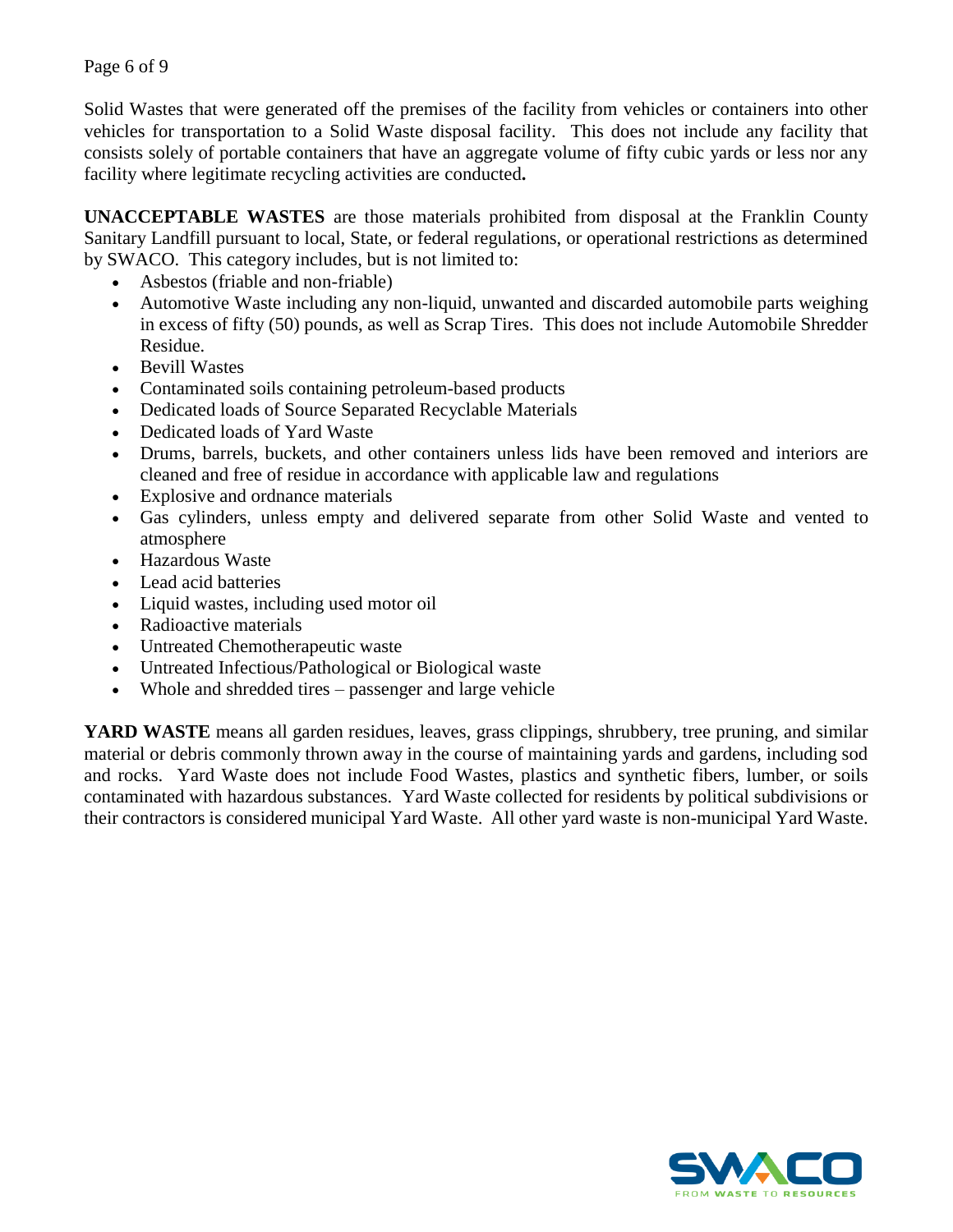Solid Wastes that were generated off the premises of the facility from vehicles or containers into other vehicles for transportation to a Solid Waste disposal facility. This does not include any facility that consists solely of portable containers that have an aggregate volume of fifty cubic yards or less nor any facility where legitimate recycling activities are conducted**.**

**UNACCEPTABLE WASTES** are those materials prohibited from disposal at the Franklin County Sanitary Landfill pursuant to local, State, or federal regulations, or operational restrictions as determined by SWACO. This category includes, but is not limited to:

- Asbestos (friable and non-friable)
- Automotive Waste including any non-liquid, unwanted and discarded automobile parts weighing in excess of fifty (50) pounds, as well as Scrap Tires. This does not include Automobile Shredder Residue.
- Bevill Wastes
- Contaminated soils containing petroleum-based products
- Dedicated loads of Source Separated Recyclable Materials
- Dedicated loads of Yard Waste
- Drums, barrels, buckets, and other containers unless lids have been removed and interiors are cleaned and free of residue in accordance with applicable law and regulations
- Explosive and ordnance materials
- Gas cylinders, unless empty and delivered separate from other Solid Waste and vented to atmosphere
- Hazardous Waste
- Lead acid batteries
- Liquid wastes, including used motor oil
- Radioactive materials
- Untreated Chemotherapeutic waste
- Untreated Infectious/Pathological or Biological waste
- Whole and shredded tires – passenger and large vehicle

**YARD WASTE** means all garden residues, leaves, grass clippings, shrubbery, tree pruning, and similar material or debris commonly thrown away in the course of maintaining yards and gardens, including sod and rocks. Yard Waste does not include Food Wastes, plastics and synthetic fibers, lumber, or soils contaminated with hazardous substances. Yard Waste collected for residents by political subdivisions or their contractors is considered municipal Yard Waste. All other yard waste is non-municipal Yard Waste.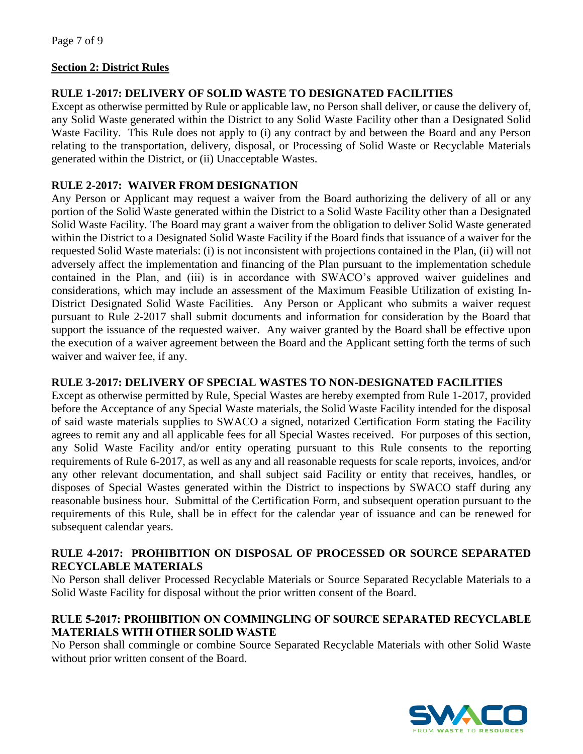## Section 2: District Rules

### RULE 1-2017: DELIVERY OF SOLID WASTE TO DESIGNATED FACILITIES

Except as otherwise permitted by Rule or applicable law, no Person shall deliver, or cause the delivery of, any Solid Waste generated within the District to any Solid Waste Facility other than a Designated Solid Waste Facility. This Rule does not apply to (i) any contract by and between the Board and any Person relating to the transportation, delivery, disposal, or Processing of Solid Waste or Recyclable Materials generated within the District, or (ii) Unacceptable Wastes.

### RULE 2-2017: WAIVER FROM DESIGNATION

Any Person or Applicant may request a waiver from the Board authorizing the delivery of all or any portion of the Solid Waste generated within the District to a Solid Waste Facility other than a Designated Solid Waste Facility. The Board may grant a waiver from the obligation to deliver Solid Waste generated within the District to a Designated Solid Waste Facility if the Board finds that issuance of a waiver for the requested Solid Waste materials: (i) is not inconsistent with projections contained in the Plan, (ii) will not adversely affect the implementation and financing of the Plan pursuant to the implementation schedule contained in the Plan, and (iii) is in accordance with SWACO's approved waiver guidelines and considerations, which may include an assessment of the Maximum Feasible Utilization of existing In-District Designated Solid Waste Facilities. Any Person or Applicant who submits a waiver request pursuant to Rule 2-2017 shall submit documents and information for consideration by the Board that support the issuance of the requested waiver. Any waiver granted by the Board shall be effective upon the execution of a waiver agreement between the Board and the Applicant setting forth the terms of such waiver and waiver fee, if any.

### RULE 3-2017: DELIVERY OF SPECIAL WASTES TO NON-DESIGNATED FACILITIES

Except as otherwise permitted by Rule, Special Wastes are hereby exempted from Rule 1-2017, provided before the Acceptance of any Special Waste materials, the Solid Waste Facility intended for the disposal of said waste materials supplies to SWACO a signed, notarized Certification Form stating the Facility agrees to remit any and all applicable fees for all Special Wastes received. For purposes of this section, any Solid Waste Facility and/or entity operating pursuant to this Rule consents to the reporting requirements of Rule 6-2017, as well as any and all reasonable requests for scale reports, invoices, and/or any other relevant documentation, and shall subject said Facility or entity that receives, handles, or disposes of Special Wastes generated within the District to inspections by SWACO staff during any reasonable business hour. Submittal of the Certification Form, and subsequent operation pursuant to the requirements of this Rule, shall be in effect for the calendar year of issuance and can be renewed for subsequent calendar years.

### RULE 4-2017: PROHIBITION ON DISPOSAL OF PROCESSED OR SOURCE SEPARATED RECYCLABLE MATERIALS

No Person shall deliver Processed Recyclable Materials or Source Separated Recyclable Materials to a Solid Waste Facility for disposal without the prior written consent of the Board.

### RULE 5-2017: PROHIBITION ON COMMINGLING OF SOURCE SEPARATED RECYCLABLE MATERIALS WITH OTHER SOLID WASTE

No Person shall commingle or combine Source Separated Recyclable Materials with other Solid Waste without prior written consent of the Board.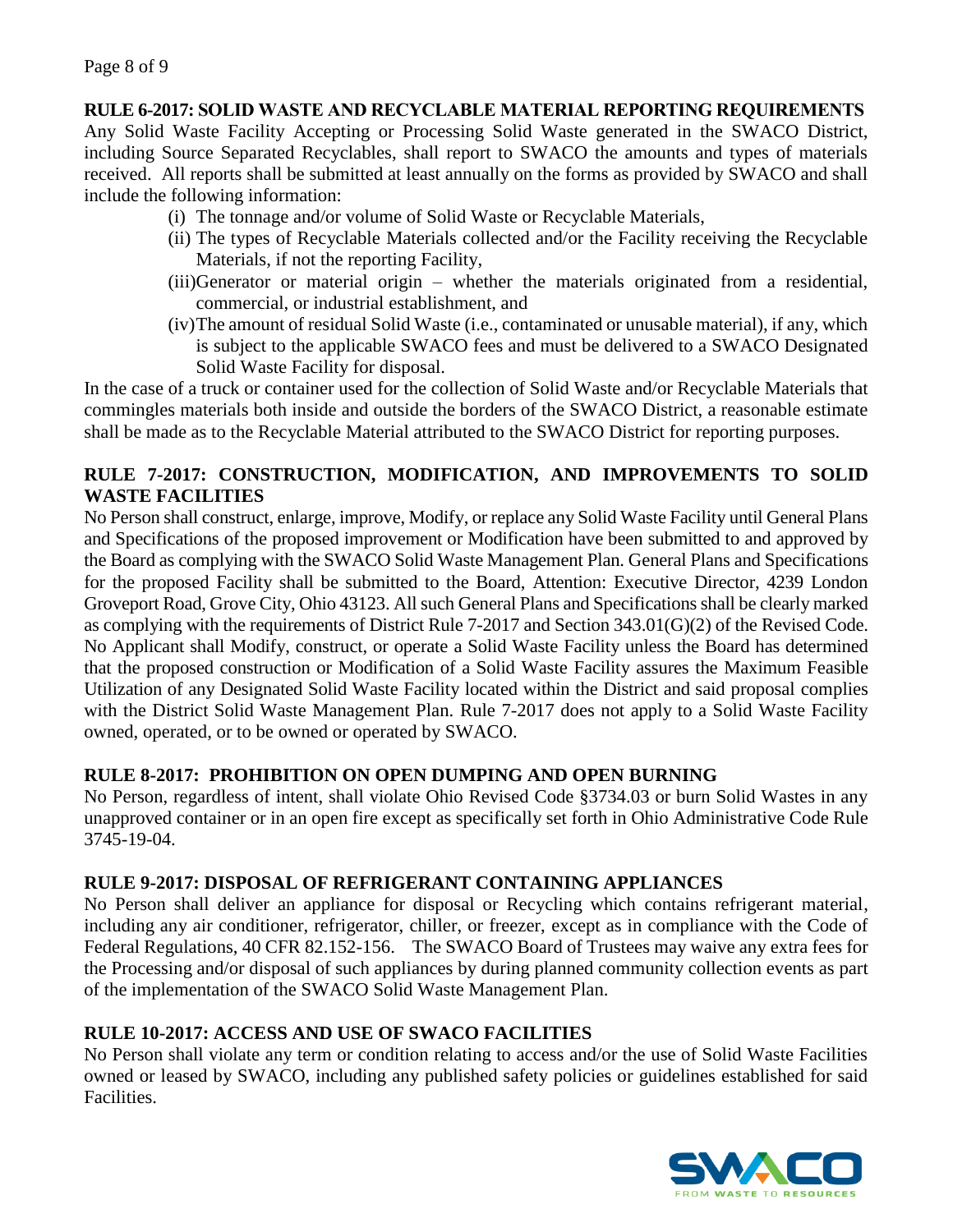## RULE 6-2017: SOLID WASTE AND RECYCLABLE MATERIAL REPORTING REQUIREMENTS

Any Solid Waste Facility Accepting or Processing Solid Waste generated in the SWACO District, including Source Separated Recyclables, shall report to SWACO the amounts and types of materials received. All reports shall be submitted at least annually on the forms as provided by SWACO and shall include the following information:

(i) The tonnage and/or volume of Solid Waste or Recyclable Materials,
(ii) The types of Recyclable Materials collected and/or the Facility receiving the Recyclable Materials, if not the reporting Facility,
(iii) Generator or material origin – whether the materials originated from a residential, commercial, or industrial establishment, and
(iv) The amount of residual Solid Waste (i.e., contaminated or unusable material), if any, which is subject to the applicable SWACO fees and must be delivered to a SWACO Designated Solid Waste Facility for disposal.

In the case of a truck or container used for the collection of Solid Waste and/or Recyclable Materials that commingles materials both inside and outside the borders of the SWACO District, a reasonable estimate shall be made as to the Recyclable Material attributed to the SWACO District for reporting purposes.

## RULE 7-2017: CONSTRUCTION, MODIFICATION, AND IMPROVEMENTS TO SOLID WASTE FACILITIES

No Person shall construct, enlarge, improve, Modify, or replace any Solid Waste Facility until General Plans and Specifications of the proposed improvement or Modification have been submitted to and approved by the Board as complying with the SWACO Solid Waste Management Plan. General Plans and Specifications for the proposed Facility shall be submitted to the Board, Attention: Executive Director, 4239 London Groveport Road, Grove City, Ohio 43123. All such General Plans and Specifications shall be clearly marked as complying with the requirements of District Rule 7-2017 and Section 343.01(G)(2) of the Revised Code. No Applicant shall Modify, construct, or operate a Solid Waste Facility unless the Board has determined that the proposed construction or Modification of a Solid Waste Facility assures the Maximum Feasible Utilization of any Designated Solid Waste Facility located within the District and said proposal complies with the District Solid Waste Management Plan. Rule 7-2017 does not apply to a Solid Waste Facility owned, operated, or to be owned or operated by SWACO.

## RULE 8-2017: PROHIBITION ON OPEN DUMPING AND OPEN BURNING

No Person, regardless of intent, shall violate Ohio Revised Code §3734.03 or burn Solid Wastes in any unapproved container or in an open fire except as specifically set forth in Ohio Administrative Code Rule 3745-19-04.

## RULE 9-2017: DISPOSAL OF REFRIGERANT CONTAINING APPLIANCES

No Person shall deliver an appliance for disposal or Recycling which contains refrigerant material, including any air conditioner, refrigerator, chiller, or freezer, except as in compliance with the Code of Federal Regulations, 40 CFR 82.152-156. The SWACO Board of Trustees may waive any extra fees for the Processing and/or disposal of such appliances by during planned community collection events as part of the implementation of the SWACO Solid Waste Management Plan.

## RULE 10-2017: ACCESS AND USE OF SWACO FACILITIES

No Person shall violate any term or condition relating to access and/or the use of Solid Waste Facilities owned or leased by SWACO, including any published safety policies or guidelines established for said Facilities.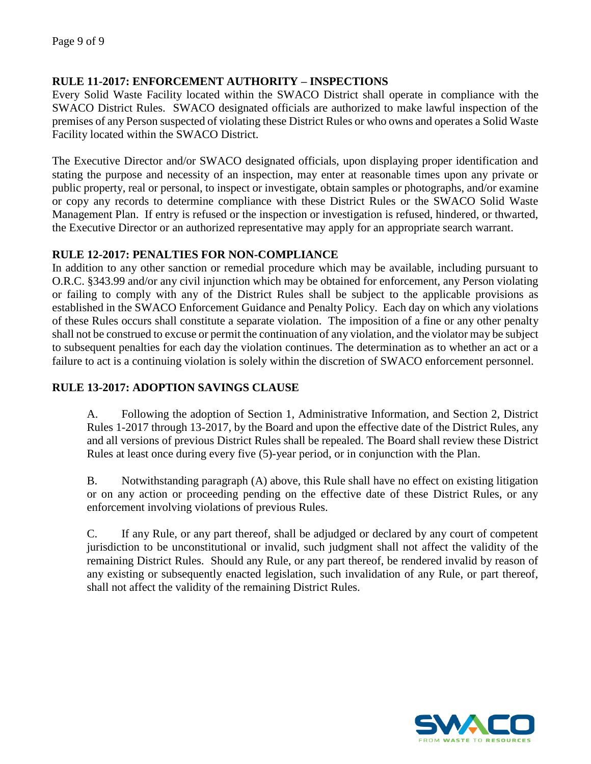**RULE 11-2017: ENFORCEMENT AUTHORITY – INSPECTIONS**

Every Solid Waste Facility located within the SWACO District shall operate in compliance with the SWACO District Rules. SWACO designated officials are authorized to make lawful inspection of the premises of any Person suspected of violating these District Rules or who owns and operates a Solid Waste Facility located within the SWACO District.

The Executive Director and/or SWACO designated officials, upon displaying proper identification and stating the purpose and necessity of an inspection, may enter at reasonable times upon any private or public property, real or personal, to inspect or investigate, obtain samples or photographs, and/or examine or copy any records to determine compliance with these District Rules or the SWACO Solid Waste Management Plan. If entry is refused or the inspection or investigation is refused, hindered, or thwarted, the Executive Director or an authorized representative may apply for an appropriate search warrant.

**RULE 12-2017: PENALTIES FOR NON-COMPLIANCE**

In addition to any other sanction or remedial procedure which may be available, including pursuant to O.R.C. §343.99 and/or any civil injunction which may be obtained for enforcement, any Person violating or failing to comply with any of the District Rules shall be subject to the applicable provisions as established in the SWACO Enforcement Guidance and Penalty Policy. Each day on which any violations of these Rules occurs shall constitute a separate violation. The imposition of a fine or any other penalty shall not be construed to excuse or permit the continuation of any violation, and the violator may be subject to subsequent penalties for each day the violation continues. The determination as to whether an act or a failure to act is a continuing violation is solely within the discretion of SWACO enforcement personnel.

**RULE 13-2017: ADOPTION SAVINGS CLAUSE**

A. Following the adoption of Section 1, Administrative Information, and Section 2, District Rules 1-2017 through 13-2017, by the Board and upon the effective date of the District Rules, any and all versions of previous District Rules shall be repealed. The Board shall review these District Rules at least once during every five (5)-year period, or in conjunction with the Plan.

B. Notwithstanding paragraph (A) above, this Rule shall have no effect on existing litigation or on any action or proceeding pending on the effective date of these District Rules, or any enforcement involving violations of previous Rules.

C. If any Rule, or any part thereof, shall be adjudged or declared by any court of competent jurisdiction to be unconstitutional or invalid, such judgment shall not affect the validity of the remaining District Rules. Should any Rule, or any part thereof, be rendered invalid by reason of any existing or subsequently enacted legislation, such invalidation of any Rule, or part thereof, shall not affect the validity of the remaining District Rules.